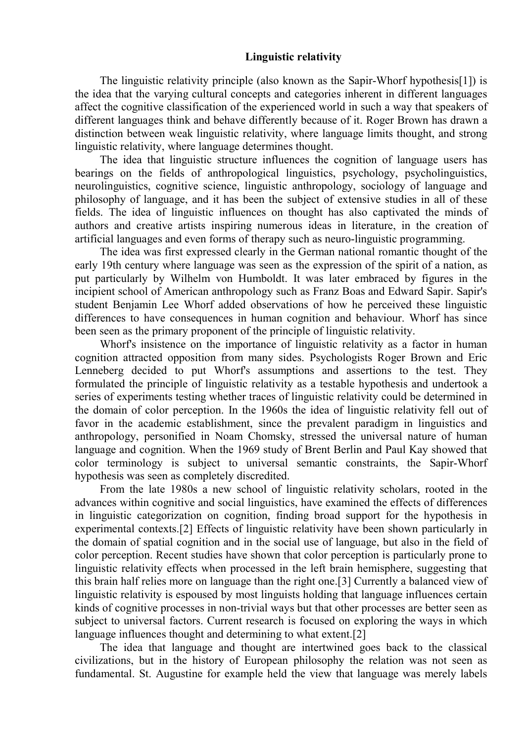# Linguistic relativity

The linguistic relativity principle (also known as the Sapir-Whorf hypothesis[1]) is the idea that the varying cultural concepts and categories inherent in different languages affect the cognitive classification of the experienced world in such a way that speakers of different languages think and behave differently because of it. Roger Brown has drawn a distinction between weak linguistic relativity, where language limits thought, and strong linguistic relativity, where language determines thought.

The idea that linguistic structure influences the cognition of language users has bearings on the fields of anthropological linguistics, psychology, psycholinguistics, neurolinguistics, cognitive science, linguistic anthropology, sociology of language and philosophy of language, and it has been the subject of extensive studies in all of these fields. The idea of linguistic influences on thought has also captivated the minds of authors and creative artists inspiring numerous ideas in literature, in the creation of artificial languages and even forms of therapy such as neuro-linguistic programming.

The idea was first expressed clearly in the German national romantic thought of the early 19th century where language was seen as the expression of the spirit of a nation, as put particularly by Wilhelm von Humboldt. It was later embraced by figures in the incipient school of American anthropology such as Franz Boas and Edward Sapir. Sapir's student Benjamin Lee Whorf added observations of how he perceived these linguistic differences to have consequences in human cognition and behaviour. Whorf has since been seen as the primary proponent of the principle of linguistic relativity.

Whorf's insistence on the importance of linguistic relativity as a factor in human cognition attracted opposition from many sides. Psychologists Roger Brown and Eric Lenneberg decided to put Whorf's assumptions and assertions to the test. They formulated the principle of linguistic relativity as a testable hypothesis and undertook a series of experiments testing whether traces of linguistic relativity could be determined in the domain of color perception. In the 1960s the idea of linguistic relativity fell out of favor in the academic establishment, since the prevalent paradigm in linguistics and anthropology, personified in Noam Chomsky, stressed the universal nature of human language and cognition. When the 1969 study of Brent Berlin and Paul Kay showed that color terminology is subject to universal semantic constraints, the Sapir-Whorf hypothesis was seen as completely discredited.

From the late 1980s a new school of linguistic relativity scholars, rooted in the advances within cognitive and social linguistics, have examined the effects of differences in linguistic categorization on cognition, finding broad support for the hypothesis in experimental contexts.[2] Effects of linguistic relativity have been shown particularly in the domain of spatial cognition and in the social use of language, but also in the field of color perception. Recent studies have shown that color perception is particularly prone to linguistic relativity effects when processed in the left brain hemisphere, suggesting that this brain half relies more on language than the right one.[3] Currently a balanced view of linguistic relativity is espoused by most linguists holding that language influences certain kinds of cognitive processes in non-trivial ways but that other processes are better seen as subject to universal factors. Current research is focused on exploring the ways in which language influences thought and determining to what extent.[2]

The idea that language and thought are intertwined goes back to the classical civilizations, but in the history of European philosophy the relation was not seen as fundamental. St. Augustine for example held the view that language was merely labels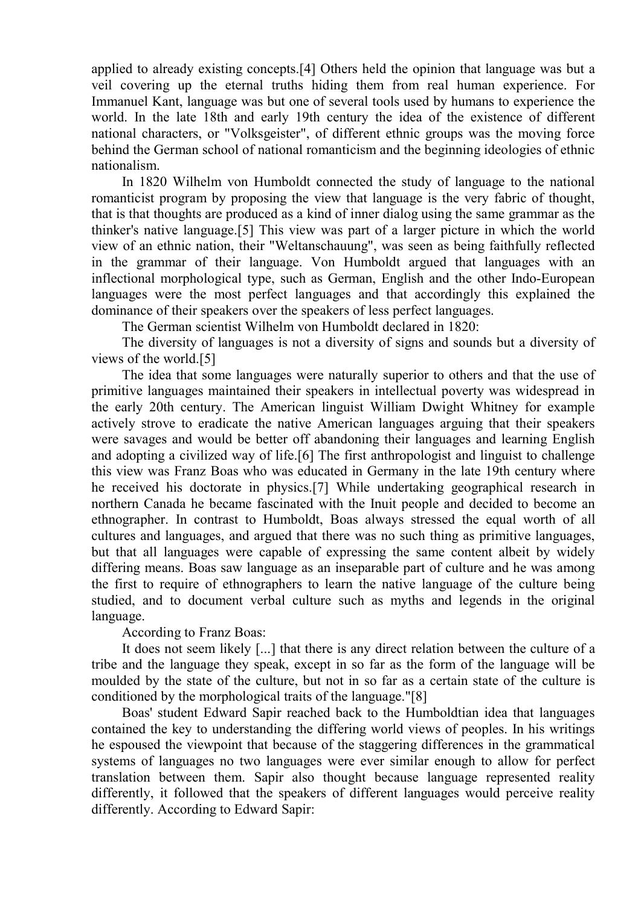applied to already existing concepts.[4] Others held the opinion that language was but a veil covering up the eternal truths hiding them from real human experience. For Immanuel Kant, language was but one of several tools used by humans to experience the world. In the late 18th and early 19th century the idea of the existence of different national characters, or "Volksgeister", of different ethnic groups was the moving force behind the German school of national romanticism and the beginning ideologies of ethnic nationalism.

In 1820 Wilhelm von Humboldt connected the study of language to the national romanticist program by proposing the view that language is the very fabric of thought, that is that thoughts are produced as a kind of inner dialog using the same grammar as the thinker's native language.[5] This view was part of a larger picture in which the world view of an ethnic nation, their "Weltanschauung", was seen as being faithfully reflected in the grammar of their language. Von Humboldt argued that languages with an inflectional morphological type, such as German, English and the other Indo-European languages were the most perfect languages and that accordingly this explained the dominance of their speakers over the speakers of less perfect languages.

The German scientist Wilhelm von Humboldt declared in 1820:

The diversity of languages is not a diversity of signs and sounds but a diversity of views of the world.[5]

The idea that some languages were naturally superior to others and that the use of primitive languages maintained their speakers in intellectual poverty was widespread in the early 20th century. The American linguist William Dwight Whitney for example actively strove to eradicate the native American languages arguing that their speakers were savages and would be better off abandoning their languages and learning English and adopting a civilized way of life.[6] The first anthropologist and linguist to challenge this view was Franz Boas who was educated in Germany in the late 19th century where he received his doctorate in physics.[7] While undertaking geographical research in northern Canada he became fascinated with the Inuit people and decided to become an ethnographer. In contrast to Humboldt, Boas always stressed the equal worth of all cultures and languages, and argued that there was no such thing as primitive languages, but that all languages were capable of expressing the same content albeit by widely differing means. Boas saw language as an inseparable part of culture and he was among the first to require of ethnographers to learn the native language of the culture being studied, and to document verbal culture such as myths and legends in the original language.

According to Franz Boas:

It does not seem likely [...] that there is any direct relation between the culture of a tribe and the language they speak, except in so far as the form of the language will be moulded by the state of the culture, but not in so far as a certain state of the culture is conditioned by the morphological traits of the language."[8]

Boas' student Edward Sapir reached back to the Humboldtian idea that languages contained the key to understanding the differing world views of peoples. In his writings he espoused the viewpoint that because of the staggering differences in the grammatical systems of languages no two languages were ever similar enough to allow for perfect translation between them. Sapir also thought because language represented reality differently, it followed that the speakers of different languages would perceive reality differently. According to Edward Sapir: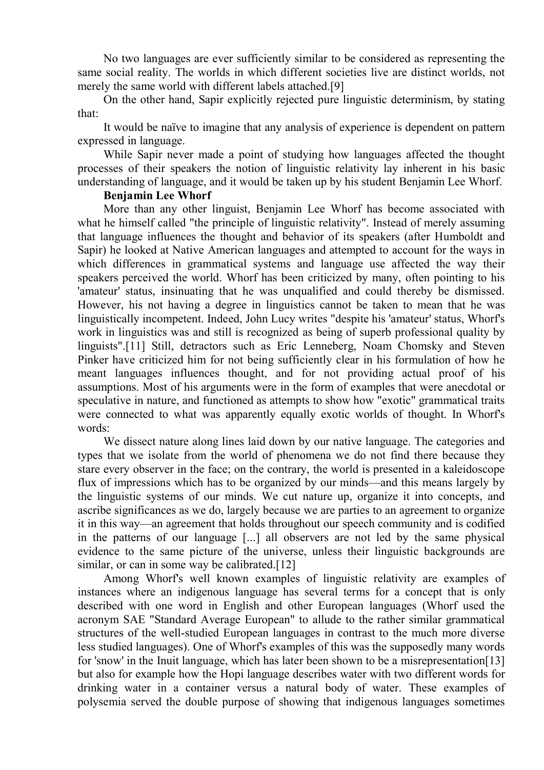No two languages are ever sufficiently similar to be considered as representing the same social reality. The worlds in which different societies live are distinct worlds, not merely the same world with different labels attached.[9]

On the other hand, Sapir explicitly rejected pure linguistic determinism, by stating that:

It would be naïve to imagine that any analysis of experience is dependent on pattern expressed in language.

While Sapir never made a point of studying how languages affected the thought processes of their speakers the notion of linguistic relativity lay inherent in his basic understanding of language, and it would be taken up by his student Benjamin Lee Whorf.

**Benjamin Lee Whorf**

More than any other linguist, Benjamin Lee Whorf has become associated with what he himself called "the principle of linguistic relativity". Instead of merely assuming that language influences the thought and behavior of its speakers (after Humboldt and Sapir) he looked at Native American languages and attempted to account for the ways in which differences in grammatical systems and language use affected the way their speakers perceived the world. Whorf has been criticized by many, often pointing to his 'amateur' status, insinuating that he was unqualified and could thereby be dismissed. However, his not having a degree in linguistics cannot be taken to mean that he was linguistically incompetent. Indeed, John Lucy writes "despite his 'amateur' status, Whorf's work in linguistics was and still is recognized as being of superb professional quality by linguists".[11] Still, detractors such as Eric Lenneberg, Noam Chomsky and Steven Pinker have criticized him for not being sufficiently clear in his formulation of how he meant languages influences thought, and for not providing actual proof of his assumptions. Most of his arguments were in the form of examples that were anecdotal or speculative in nature, and functioned as attempts to show how "exotic" grammatical traits were connected to what was apparently equally exotic worlds of thought. In Whorf's words:

We dissect nature along lines laid down by our native language. The categories and types that we isolate from the world of phenomena we do not find there because they stare every observer in the face; on the contrary, the world is presented in a kaleidoscope flux of impressions which has to be organized by our minds—and this means largely by the linguistic systems of our minds. We cut nature up, organize it into concepts, and ascribe significances as we do, largely because we are parties to an agreement to organize it in this way—an agreement that holds throughout our speech community and is codified in the patterns of our language [...] all observers are not led by the same physical evidence to the same picture of the universe, unless their linguistic backgrounds are similar, or can in some way be calibrated.[12]

Among Whorf's well known examples of linguistic relativity are examples of instances where an indigenous language has several terms for a concept that is only described with one word in English and other European languages (Whorf used the acronym SAE "Standard Average European" to allude to the rather similar grammatical structures of the well-studied European languages in contrast to the much more diverse less studied languages). One of Whorf's examples of this was the supposedly many words for 'snow' in the Inuit language, which has later been shown to be a misrepresentation[13] but also for example how the Hopi language describes water with two different words for drinking water in a container versus a natural body of water. These examples of polysemia served the double purpose of showing that indigenous languages sometimes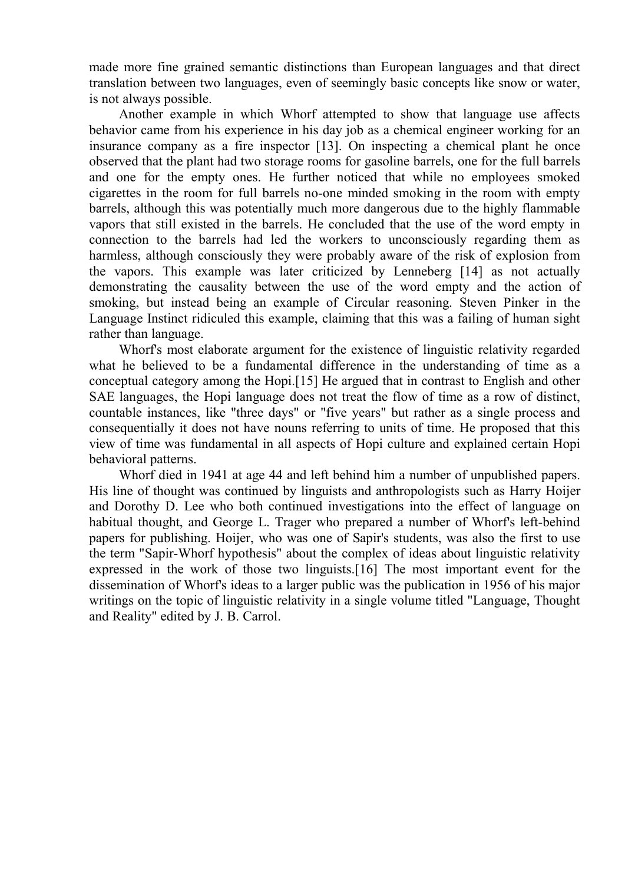made more fine grained semantic distinctions than European languages and that direct translation between two languages, even of seemingly basic concepts like snow or water, is not always possible.

Another example in which Whorf attempted to show that language use affects behavior came from his experience in his day job as a chemical engineer working for an insurance company as a fire inspector [13]. On inspecting a chemical plant he once observed that the plant had two storage rooms for gasoline barrels, one for the full barrels and one for the empty ones. He further noticed that while no employees smoked cigarettes in the room for full barrels no-one minded smoking in the room with empty barrels, although this was potentially much more dangerous due to the highly flammable vapors that still existed in the barrels. He concluded that the use of the word empty in connection to the barrels had led the workers to unconsciously regarding them as harmless, although consciously they were probably aware of the risk of explosion from the vapors. This example was later criticized by Lenneberg [14] as not actually demonstrating the causality between the use of the word empty and the action of smoking, but instead being an example of Circular reasoning. Steven Pinker in the Language Instinct ridiculed this example, claiming that this was a failing of human sight rather than language.

Whorf's most elaborate argument for the existence of linguistic relativity regarded what he believed to be a fundamental difference in the understanding of time as a conceptual category among the Hopi.[15] He argued that in contrast to English and other SAE languages, the Hopi language does not treat the flow of time as a row of distinct, countable instances, like "three days" or "five years" but rather as a single process and consequentially it does not have nouns referring to units of time. He proposed that this view of time was fundamental in all aspects of Hopi culture and explained certain Hopi behavioral patterns.

Whorf died in 1941 at age 44 and left behind him a number of unpublished papers. His line of thought was continued by linguists and anthropologists such as Harry Hoijer and Dorothy D. Lee who both continued investigations into the effect of language on habitual thought, and George L. Trager who prepared a number of Whorf's left-behind papers for publishing. Hoijer, who was one of Sapir's students, was also the first to use the term "Sapir-Whorf hypothesis" about the complex of ideas about linguistic relativity expressed in the work of those two linguists.[16] The most important event for the dissemination of Whorf's ideas to a larger public was the publication in 1956 of his major writings on the topic of linguistic relativity in a single volume titled "Language, Thought and Reality" edited by J. B. Carrol.